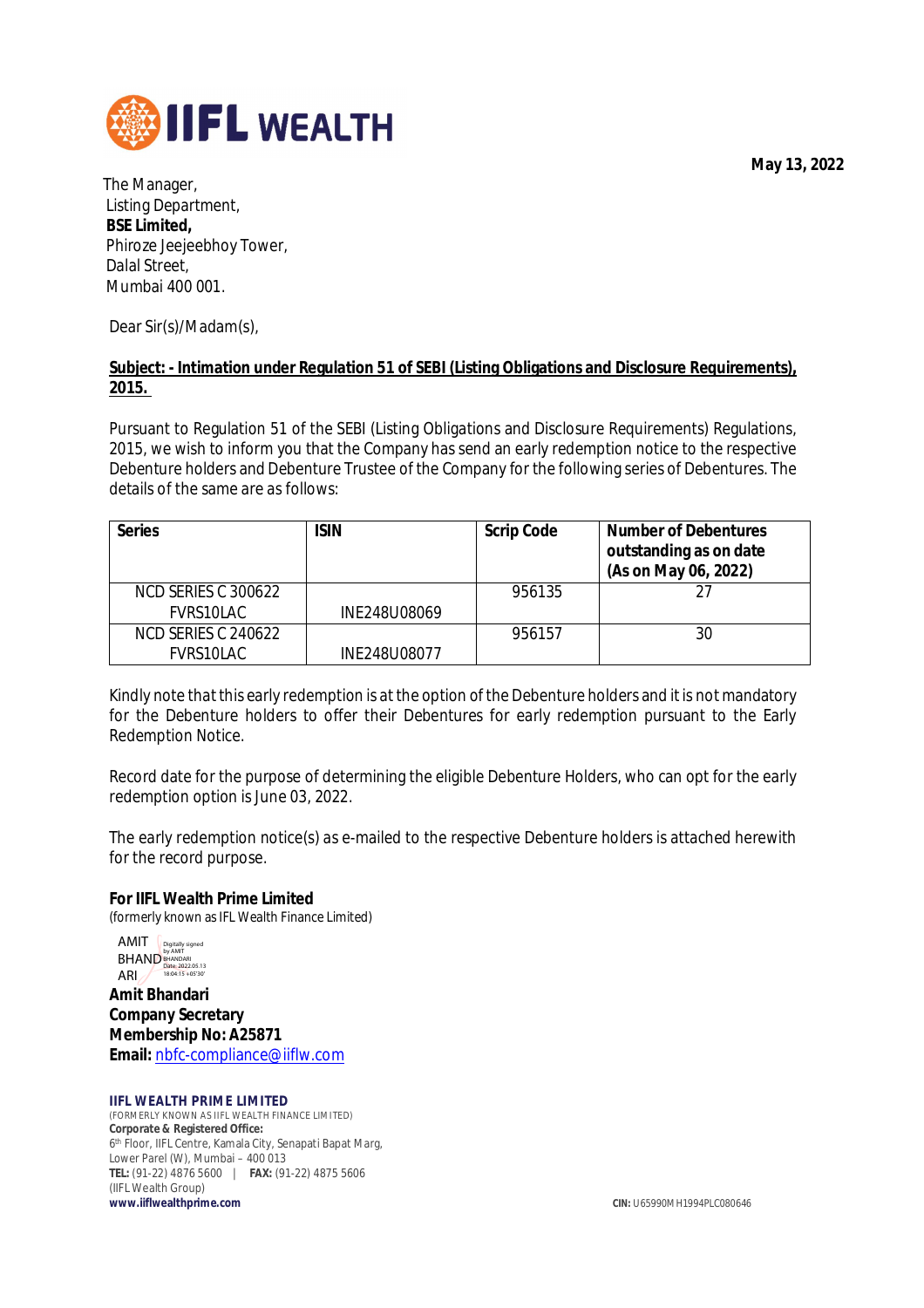IIFL WEALTH

**May 13, 2022**

The Manager,
Listing Department,
**BSE Limited,**
Phiroze Jeejeebhoy Tower,
Dalal Street,
Mumbai 400 001.

Dear Sir(s)/Madam(s),

**Subject: - Intimation under Regulation 51 of SEBI (Listing Obligations and Disclosure Requirements), 2015.**

Pursuant to Regulation 51 of the SEBI (Listing Obligations and Disclosure Requirements) Regulations, 2015, we wish to inform you that the Company has send an early redemption notice to the respective Debenture holders and Debenture Trustee of the Company for the following series of Debentures. The details of the same are as follows:

| Series | ISIN | Scrip Code | Number of Debentures outstanding as on date (As on May 06, 2022) |
|---|---|---|---|
| NCD SERIES C 300622 FVRS10LAC | INE248U08069 | 956135 | 27 |
| NCD SERIES C 240622 FVRS10LAC | INE248U08077 | 956157 | 30 |

Kindly note that this early redemption is at the option of the Debenture holders and it is not mandatory for the Debenture holders to offer their Debentures for early redemption pursuant to the Early Redemption Notice.

Record date for the purpose of determining the eligible Debenture Holders, who can opt for the early redemption option is June 03, 2022.

The early redemption notice(s) as e-mailed to the respective Debenture holders is attached herewith for the record purpose.

**For IIFL Wealth Prime Limited**
(formerly known as IFL Wealth Finance Limited)

AMIT BHANDARI (Digitally signed by AMIT BHANDARI Date: 2022.05.13 18:04:15 +05'30')

**Amit Bhandari**
**Company Secretary**
**Membership No: A25871**
**Email:** nbfc-compliance@iiflw.com

**IIFL WEALTH PRIME LIMITED**
(FORMERLY KNOWN AS IIFL WEALTH FINANCE LIMITED)
**Corporate & Registered Office:**
6th Floor, IIFL Centre, Kamala City, Senapati Bapat Marg,
Lower Parel (W), Mumbai – 400 013
**TEL:** (91-22) 4876 5600 | **FAX:** (91-22) 4875 5606
(IIFL Wealth Group)
**www.iiflwealthprime.com**

**CIN:** U65990MH1994PLC080646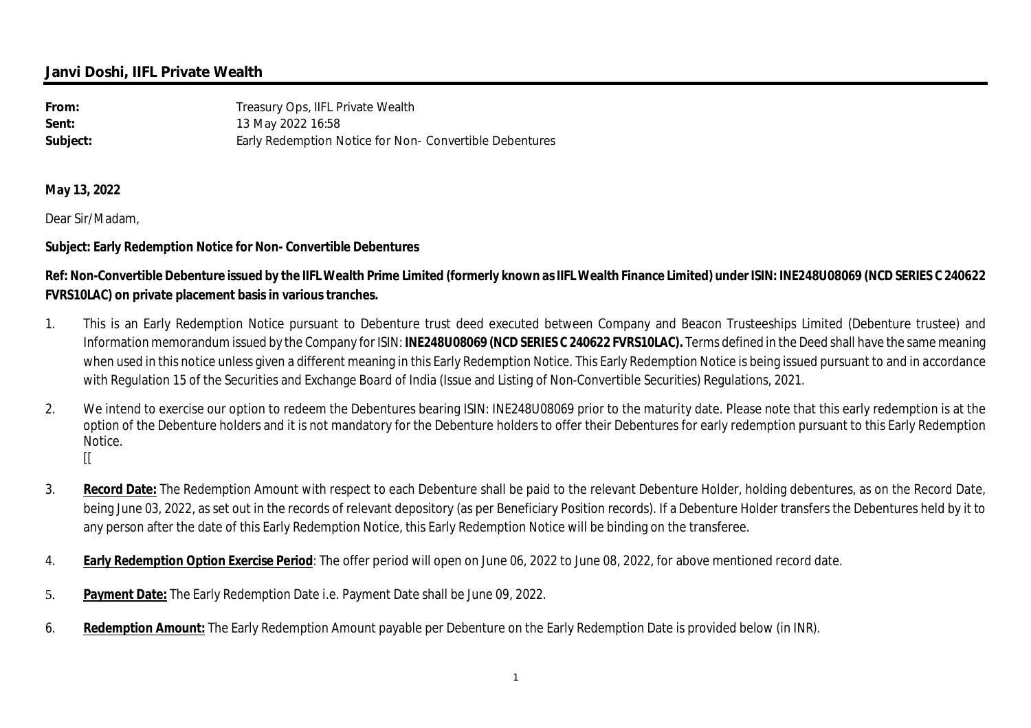## Janvi Doshi, IIFL Private Wealth

**From:** Treasury Ops, IIFL Private Wealth
**Sent:** 13 May 2022 16:58
**Subject:** Early Redemption Notice for Non- Convertible Debentures

**May 13, 2022**

Dear Sir/Madam,

**Subject: Early Redemption Notice for Non- Convertible Debentures**

**Ref: Non-Convertible Debenture issued by the IIFL Wealth Prime Limited (formerly known as IIFL Wealth Finance Limited) under ISIN: INE248U08069 (NCD SERIES C 240622 FVRS10LAC) on private placement basis in various tranches.**

1. This is an Early Redemption Notice pursuant to Debenture trust deed executed between Company and Beacon Trusteeships Limited (Debenture trustee) and Information memorandum issued by the Company for ISIN: **INE248U08069 (NCD SERIES C 240622 FVRS10LAC).** Terms defined in the Deed shall have the same meaning when used in this notice unless given a different meaning in this Early Redemption Notice. This Early Redemption Notice is being issued pursuant to and in accordance with Regulation 15 of the Securities and Exchange Board of India (Issue and Listing of Non-Convertible Securities) Regulations, 2021.

2. We intend to exercise our option to redeem the Debentures bearing ISIN: INE248U08069 prior to the maturity date. Please note that this early redemption is at the option of the Debenture holders and it is not mandatory for the Debenture holders to offer their Debentures for early redemption pursuant to this Early Redemption Notice.
[[

3. **Record Date:** The Redemption Amount with respect to each Debenture shall be paid to the relevant Debenture Holder, holding debentures, as on the Record Date, being June 03, 2022, as set out in the records of relevant depository (as per Beneficiary Position records). If a Debenture Holder transfers the Debentures held by it to any person after the date of this Early Redemption Notice, this Early Redemption Notice will be binding on the transferee.

4. **Early Redemption Option Exercise Period**: The offer period will open on June 06, 2022 to June 08, 2022, for above mentioned record date.

5. **Payment Date:** The Early Redemption Date i.e. Payment Date shall be June 09, 2022.

6. **Redemption Amount:** The Early Redemption Amount payable per Debenture on the Early Redemption Date is provided below (in INR).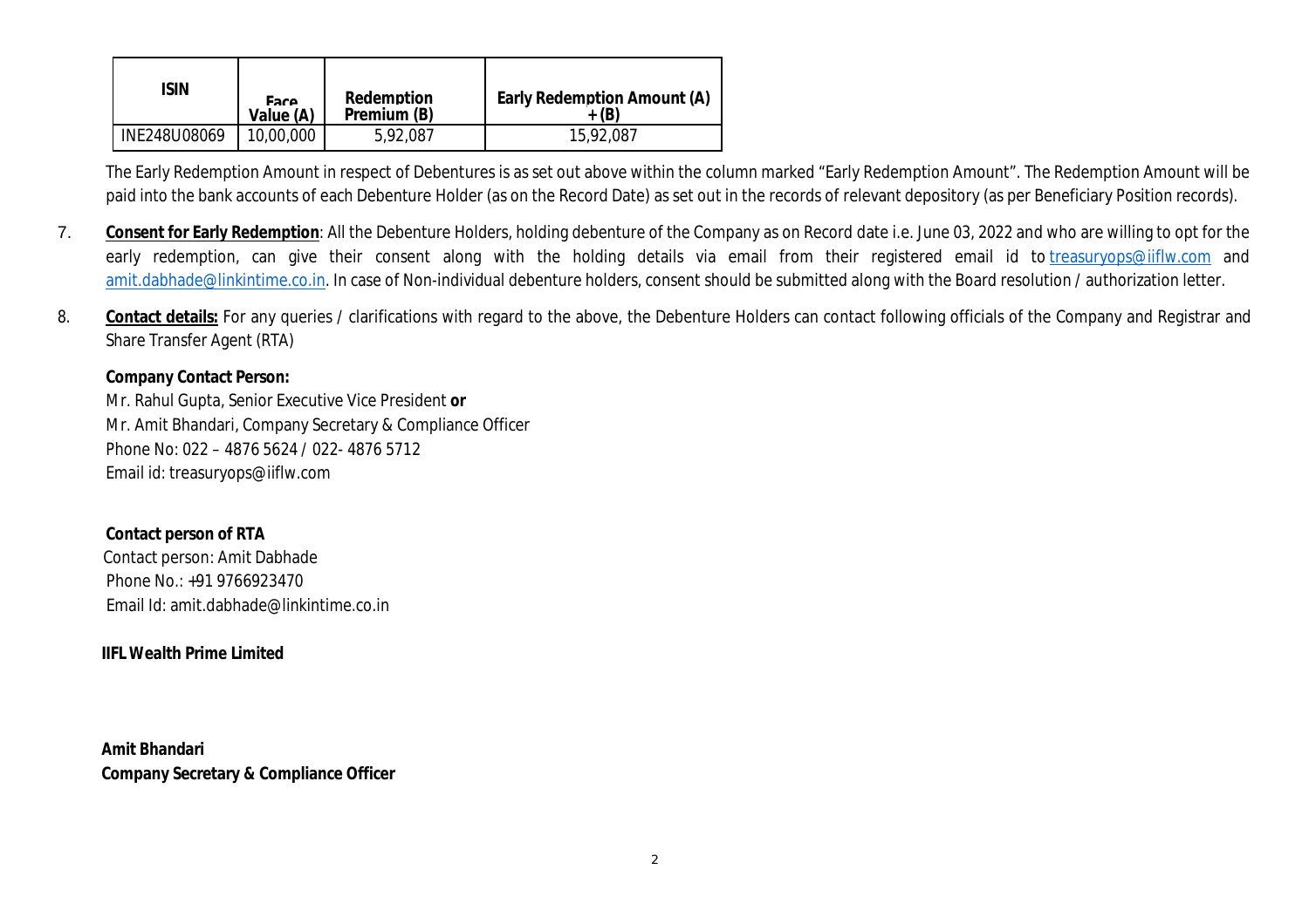| ISIN | Face Value (A) | Redemption Premium (B) | Early Redemption Amount (A) + (B) |
|---|---|---|---|
| INE248U08069 | 10,00,000 | 5,92,087 | 15,92,087 |

The Early Redemption Amount in respect of Debentures is as set out above within the column marked "Early Redemption Amount". The Redemption Amount will be paid into the bank accounts of each Debenture Holder (as on the Record Date) as set out in the records of relevant depository (as per Beneficiary Position records).

7. **Consent for Early Redemption**: All the Debenture Holders, holding debenture of the Company as on Record date i.e. June 03, 2022 and who are willing to opt for the early redemption, can give their consent along with the holding details via email from their registered email id to treasuryops@iiflw.com and amit.dabhade@linkintime.co.in. In case of Non-individual debenture holders, consent should be submitted along with the Board resolution / authorization letter.

8. **Contact details:** For any queries / clarifications with regard to the above, the Debenture Holders can contact following officials of the Company and Registrar and Share Transfer Agent (RTA)

   **Company Contact Person:**
   Mr. Rahul Gupta, Senior Executive Vice President **or**
   Mr. Amit Bhandari, Company Secretary & Compliance Officer
   Phone No: 022 – 4876 5624 / 022- 4876 5712
   Email id: treasuryops@iiflw.com

   **Contact person of RTA**
   Contact person: Amit Dabhade
   Phone No.: +91 9766923470
   Email Id: amit.dabhade@linkintime.co.in

**IIFL Wealth Prime Limited**

**Amit Bhandari**
**Company Secretary & Compliance Officer**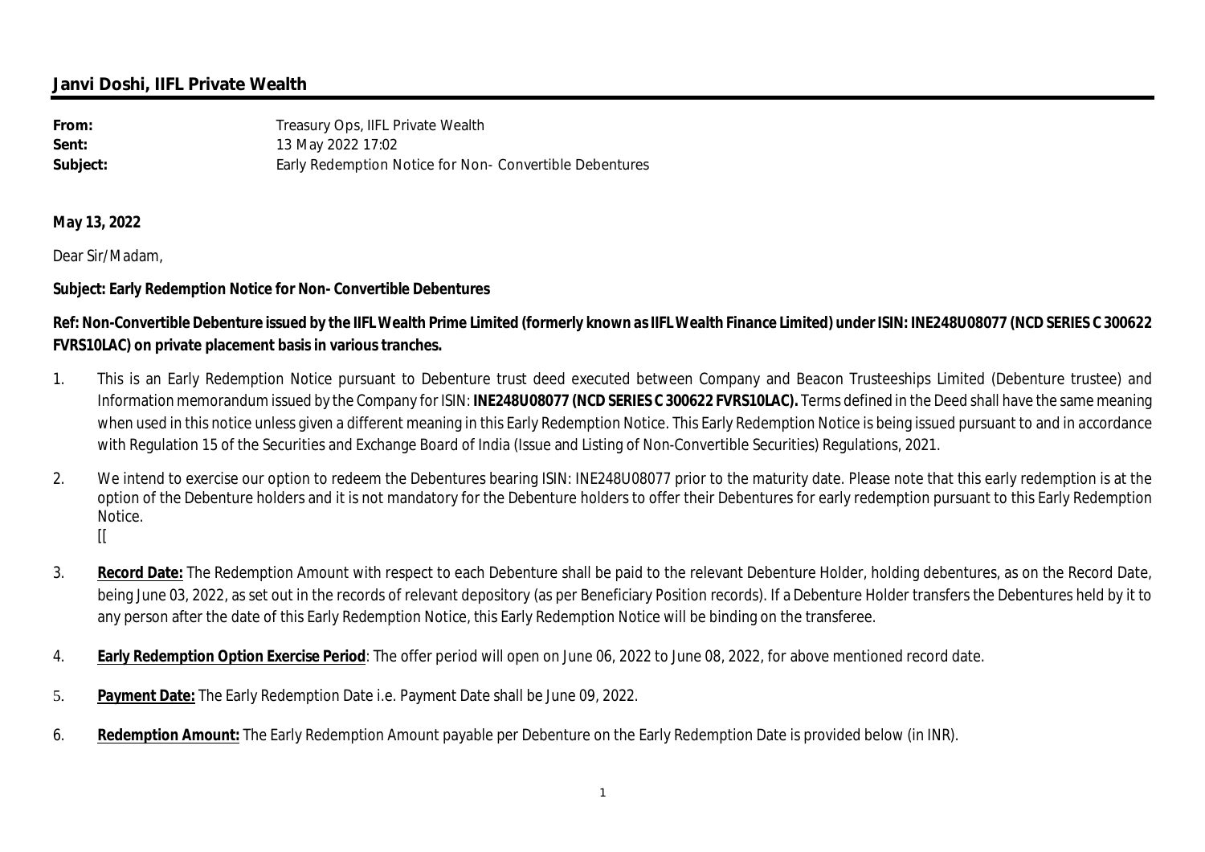## Janvi Doshi, IIFL Private Wealth

| | |
|---|---|
| **From:** | Treasury Ops, IIFL Private Wealth |
| **Sent:** | 13 May 2022 17:02 |
| **Subject:** | Early Redemption Notice for Non- Convertible Debentures |

**May 13, 2022**

Dear Sir/Madam,

**Subject: Early Redemption Notice for Non- Convertible Debentures**

**Ref: Non-Convertible Debenture issued by the IIFL Wealth Prime Limited (formerly known as IIFL Wealth Finance Limited) under ISIN: INE248U08077 (NCD SERIES C 300622 FVRS10LAC) on private placement basis in various tranches.**

1. This is an Early Redemption Notice pursuant to Debenture trust deed executed between Company and Beacon Trusteeships Limited (Debenture trustee) and Information memorandum issued by the Company for ISIN: **INE248U08077 (NCD SERIES C 300622 FVRS10LAC).** Terms defined in the Deed shall have the same meaning when used in this notice unless given a different meaning in this Early Redemption Notice. This Early Redemption Notice is being issued pursuant to and in accordance with Regulation 15 of the Securities and Exchange Board of India (Issue and Listing of Non-Convertible Securities) Regulations, 2021.

2. We intend to exercise our option to redeem the Debentures bearing ISIN: INE248U08077 prior to the maturity date. Please note that this early redemption is at the option of the Debenture holders and it is not mandatory for the Debenture holders to offer their Debentures for early redemption pursuant to this Early Redemption Notice.
[[

3. **Record Date:** The Redemption Amount with respect to each Debenture shall be paid to the relevant Debenture Holder, holding debentures, as on the Record Date, being June 03, 2022, as set out in the records of relevant depository (as per Beneficiary Position records). If a Debenture Holder transfers the Debentures held by it to any person after the date of this Early Redemption Notice, this Early Redemption Notice will be binding on the transferee.

4. **Early Redemption Option Exercise Period**: The offer period will open on June 06, 2022 to June 08, 2022, for above mentioned record date.

5. **Payment Date:** The Early Redemption Date i.e. Payment Date shall be June 09, 2022.

6. **Redemption Amount:** The Early Redemption Amount payable per Debenture on the Early Redemption Date is provided below (in INR).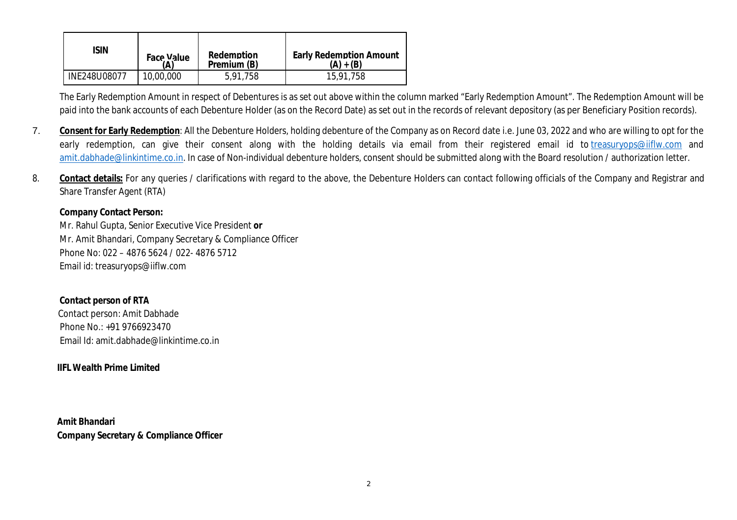| ISIN | Face Value (A) | Redemption Premium (B) | Early Redemption Amount (A) + (B) |
|---|---|---|---|
| INE248U08077 | 10,00,000 | 5,91,758 | 15,91,758 |

The Early Redemption Amount in respect of Debentures is as set out above within the column marked "Early Redemption Amount". The Redemption Amount will be paid into the bank accounts of each Debenture Holder (as on the Record Date) as set out in the records of relevant depository (as per Beneficiary Position records).

7. **Consent for Early Redemption**: All the Debenture Holders, holding debenture of the Company as on Record date i.e. June 03, 2022 and who are willing to opt for the early redemption, can give their consent along with the holding details via email from their registered email id to treasuryops@iiflw.com and amit.dabhade@linkintime.co.in. In case of Non-individual debenture holders, consent should be submitted along with the Board resolution / authorization letter.

8. **Contact details:** For any queries / clarifications with regard to the above, the Debenture Holders can contact following officials of the Company and Registrar and Share Transfer Agent (RTA)

   **Company Contact Person:**
   Mr. Rahul Gupta, Senior Executive Vice President **or**
   Mr. Amit Bhandari, Company Secretary & Compliance Officer
   Phone No: 022 – 4876 5624 / 022- 4876 5712
   Email id: treasuryops@iiflw.com

   **Contact person of RTA**
   Contact person: Amit Dabhade
   Phone No.: +91 9766923470
   Email Id: amit.dabhade@linkintime.co.in

**IIFL Wealth Prime Limited**

**Amit Bhandari**
**Company Secretary & Compliance Officer**